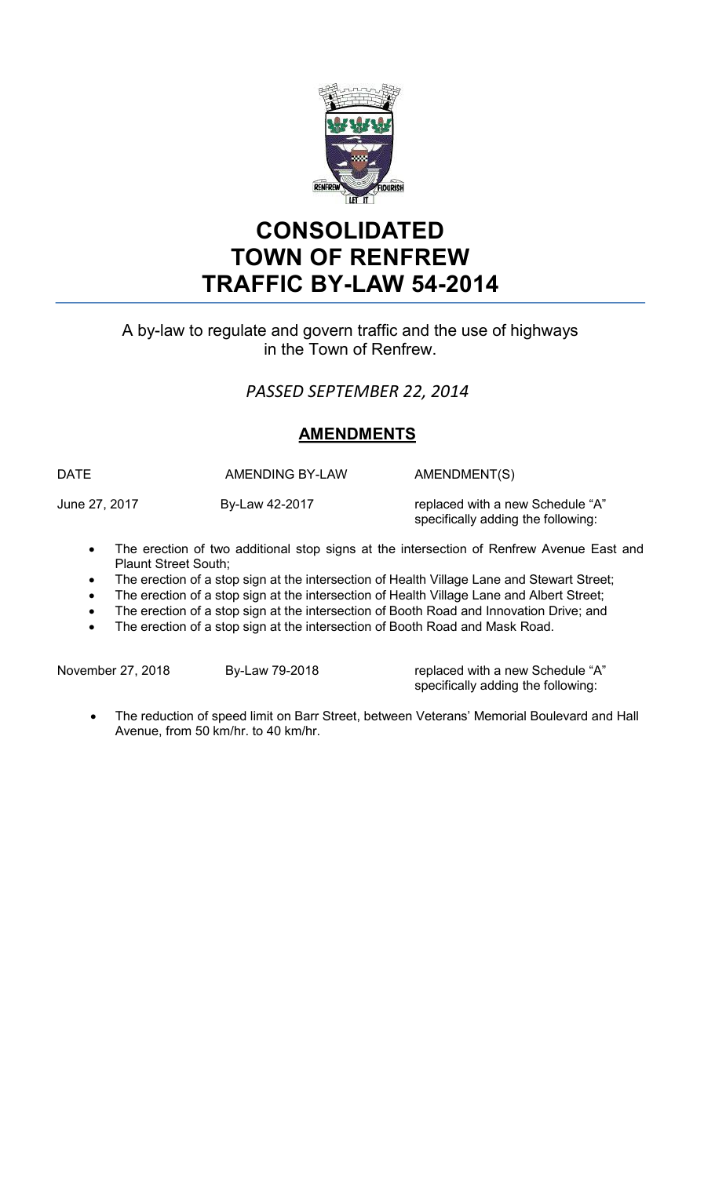# CONSOLIDATED TOWN OF RENFREW TRAFFIC BY-LAW 54-2014

A by-law to regulate and govern traffic and the use of highways in the Town of Renfrew.

*PASSED SEPTEMBER 22, 2014*

## AMENDMENTS

| DATE | AMENDING BY-LAW | AMENDMENT(S) |
|---|---|---|
| June 27, 2017 | By-Law 42-2017 | replaced with a new Schedule "A" specifically adding the following: |

- The erection of two additional stop signs at the intersection of Renfrew Avenue East and Plaunt Street South;
- The erection of a stop sign at the intersection of Health Village Lane and Stewart Street;
- The erection of a stop sign at the intersection of Health Village Lane and Albert Street;
- The erection of a stop sign at the intersection of Booth Road and Innovation Drive; and
- The erection of a stop sign at the intersection of Booth Road and Mask Road.

| DATE | AMENDING BY-LAW | AMENDMENT(S) |
|---|---|---|
| November 27, 2018 | By-Law 79-2018 | replaced with a new Schedule "A" specifically adding the following: |

- The reduction of speed limit on Barr Street, between Veterans' Memorial Boulevard and Hall Avenue, from 50 km/hr. to 40 km/hr.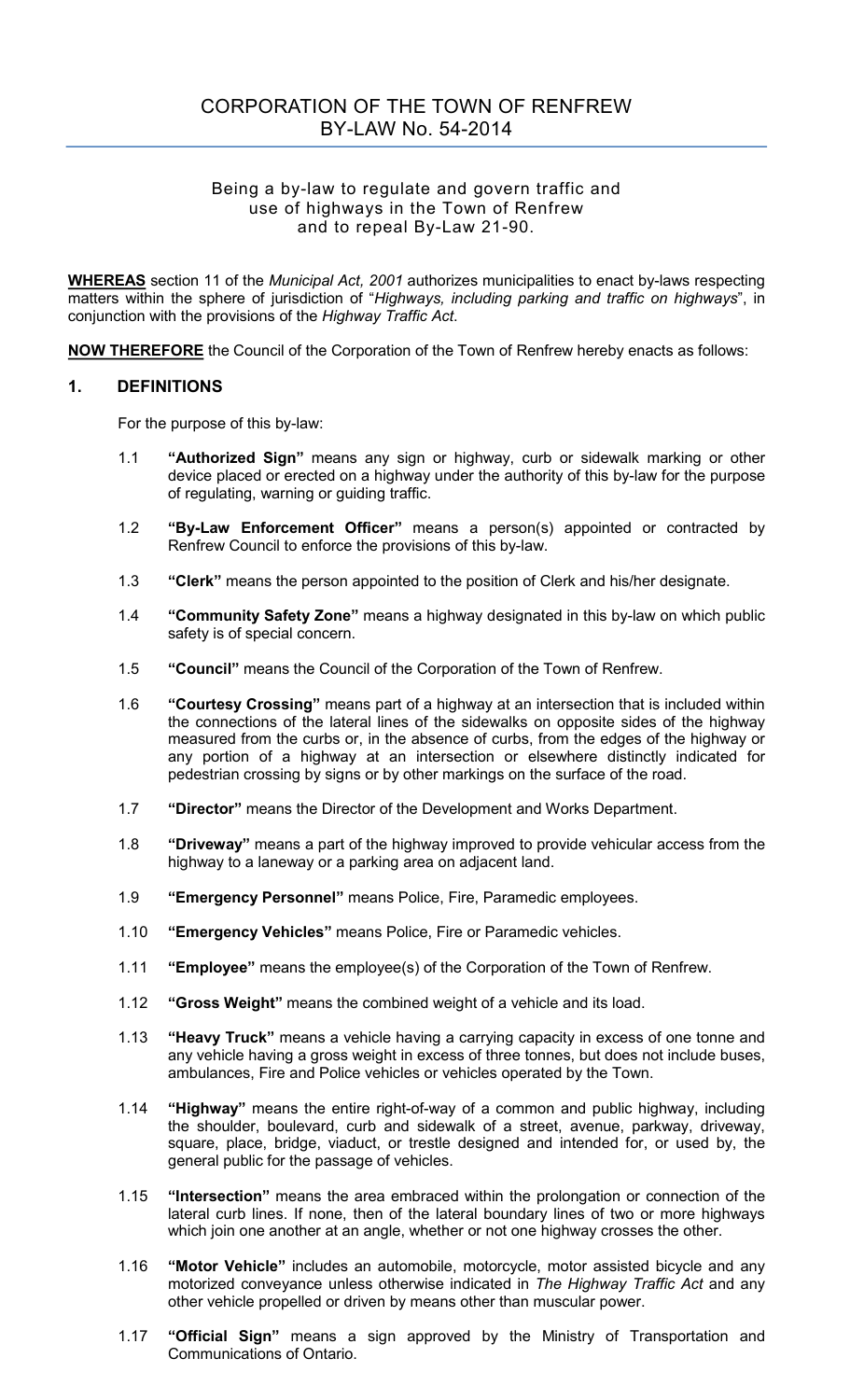# CORPORATION OF THE TOWN OF RENFREW
# BY-LAW No. 54-2014

Being a by-law to regulate and govern traffic and use of highways in the Town of Renfrew and to repeal By-Law 21-90.

**WHEREAS** section 11 of the *Municipal Act, 2001* authorizes municipalities to enact by-laws respecting matters within the sphere of jurisdiction of "*Highways, including parking and traffic on highways*", in conjunction with the provisions of the *Highway Traffic Act*.

**NOW THEREFORE** the Council of the Corporation of the Town of Renfrew hereby enacts as follows:

## 1. DEFINITIONS

For the purpose of this by-law:

1.1 **"Authorized Sign"** means any sign or highway, curb or sidewalk marking or other device placed or erected on a highway under the authority of this by-law for the purpose of regulating, warning or guiding traffic.

1.2 **"By-Law Enforcement Officer"** means a person(s) appointed or contracted by Renfrew Council to enforce the provisions of this by-law.

1.3 **"Clerk"** means the person appointed to the position of Clerk and his/her designate.

1.4 **"Community Safety Zone"** means a highway designated in this by-law on which public safety is of special concern.

1.5 **"Council"** means the Council of the Corporation of the Town of Renfrew.

1.6 **"Courtesy Crossing"** means part of a highway at an intersection that is included within the connections of the lateral lines of the sidewalks on opposite sides of the highway measured from the curbs or, in the absence of curbs, from the edges of the highway or any portion of a highway at an intersection or elsewhere distinctly indicated for pedestrian crossing by signs or by other markings on the surface of the road.

1.7 **"Director"** means the Director of the Development and Works Department.

1.8 **"Driveway"** means a part of the highway improved to provide vehicular access from the highway to a laneway or a parking area on adjacent land.

1.9 **"Emergency Personnel"** means Police, Fire, Paramedic employees.

1.10 **"Emergency Vehicles"** means Police, Fire or Paramedic vehicles.

1.11 **"Employee"** means the employee(s) of the Corporation of the Town of Renfrew.

1.12 **"Gross Weight"** means the combined weight of a vehicle and its load.

1.13 **"Heavy Truck"** means a vehicle having a carrying capacity in excess of one tonne and any vehicle having a gross weight in excess of three tonnes, but does not include buses, ambulances, Fire and Police vehicles or vehicles operated by the Town.

1.14 **"Highway"** means the entire right-of-way of a common and public highway, including the shoulder, boulevard, curb and sidewalk of a street, avenue, parkway, driveway, square, place, bridge, viaduct, or trestle designed and intended for, or used by, the general public for the passage of vehicles.

1.15 **"Intersection"** means the area embraced within the prolongation or connection of the lateral curb lines. If none, then of the lateral boundary lines of two or more highways which join one another at an angle, whether or not one highway crosses the other.

1.16 **"Motor Vehicle"** includes an automobile, motorcycle, motor assisted bicycle and any motorized conveyance unless otherwise indicated in *The Highway Traffic Act* and any other vehicle propelled or driven by means other than muscular power.

1.17 **"Official Sign"** means a sign approved by the Ministry of Transportation and Communications of Ontario.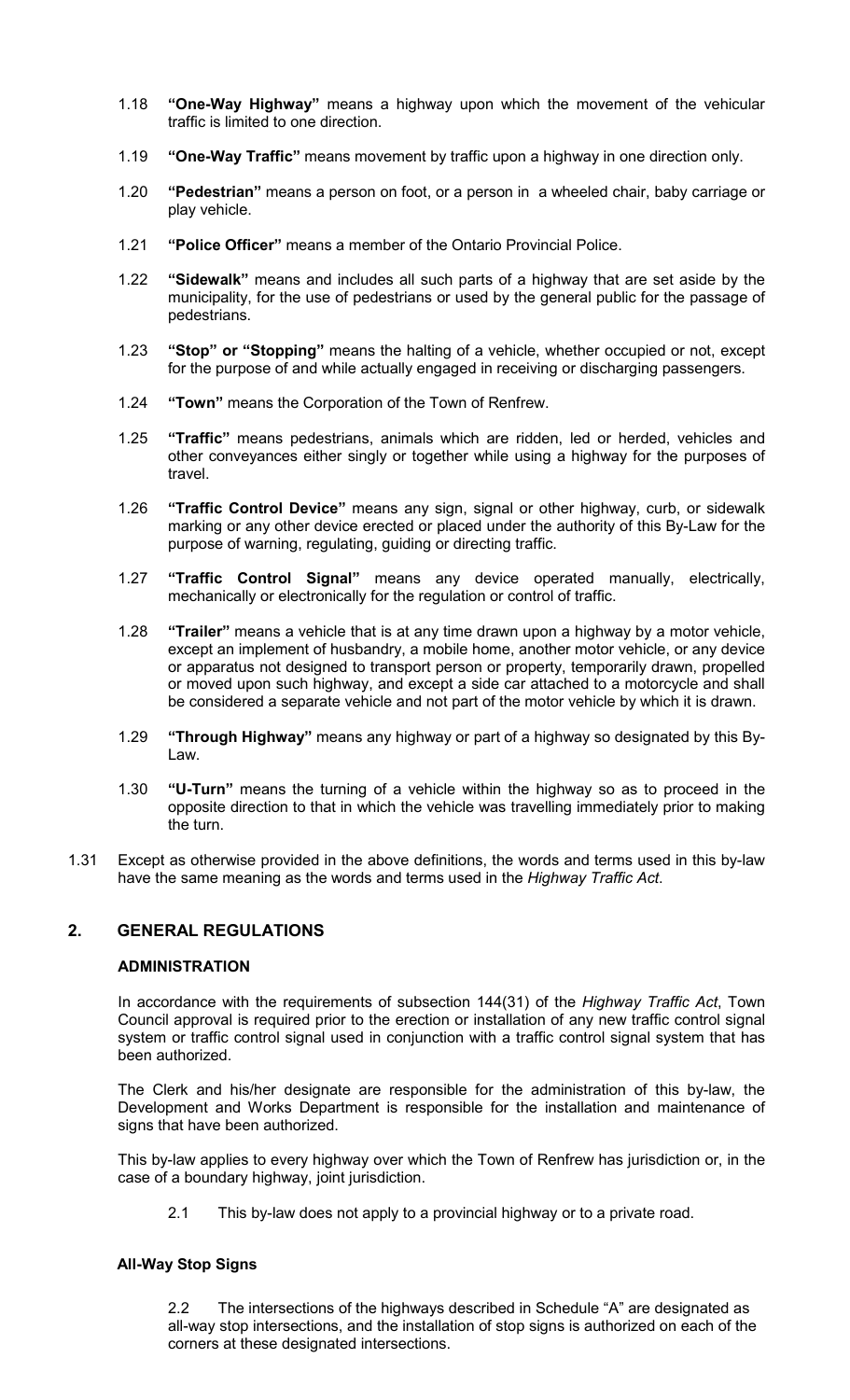1.18 **"One-Way Highway"** means a highway upon which the movement of the vehicular traffic is limited to one direction.

1.19 **"One-Way Traffic"** means movement by traffic upon a highway in one direction only.

1.20 **"Pedestrian"** means a person on foot, or a person in a wheeled chair, baby carriage or play vehicle.

1.21 **"Police Officer"** means a member of the Ontario Provincial Police.

1.22 **"Sidewalk"** means and includes all such parts of a highway that are set aside by the municipality, for the use of pedestrians or used by the general public for the passage of pedestrians.

1.23 **"Stop" or "Stopping"** means the halting of a vehicle, whether occupied or not, except for the purpose of and while actually engaged in receiving or discharging passengers.

1.24 **"Town"** means the Corporation of the Town of Renfrew.

1.25 **"Traffic"** means pedestrians, animals which are ridden, led or herded, vehicles and other conveyances either singly or together while using a highway for the purposes of travel.

1.26 **"Traffic Control Device"** means any sign, signal or other highway, curb, or sidewalk marking or any other device erected or placed under the authority of this By-Law for the purpose of warning, regulating, guiding or directing traffic.

1.27 **"Traffic Control Signal"** means any device operated manually, electrically, mechanically or electronically for the regulation or control of traffic.

1.28 **"Trailer"** means a vehicle that is at any time drawn upon a highway by a motor vehicle, except an implement of husbandry, a mobile home, another motor vehicle, or any device or apparatus not designed to transport person or property, temporarily drawn, propelled or moved upon such highway, and except a side car attached to a motorcycle and shall be considered a separate vehicle and not part of the motor vehicle by which it is drawn.

1.29 **"Through Highway"** means any highway or part of a highway so designated by this By-Law.

1.30 **"U-Turn"** means the turning of a vehicle within the highway so as to proceed in the opposite direction to that in which the vehicle was travelling immediately prior to making the turn.

1.31 Except as otherwise provided in the above definitions, the words and terms used in this by-law have the same meaning as the words and terms used in the *Highway Traffic Act*.

## 2. GENERAL REGULATIONS

### ADMINISTRATION

In accordance with the requirements of subsection 144(31) of the *Highway Traffic Act*, Town Council approval is required prior to the erection or installation of any new traffic control signal system or traffic control signal used in conjunction with a traffic control signal system that has been authorized.

The Clerk and his/her designate are responsible for the administration of this by-law, the Development and Works Department is responsible for the installation and maintenance of signs that have been authorized.

This by-law applies to every highway over which the Town of Renfrew has jurisdiction or, in the case of a boundary highway, joint jurisdiction.

2.1 This by-law does not apply to a provincial highway or to a private road.

### All-Way Stop Signs

2.2 The intersections of the highways described in Schedule "A" are designated as all-way stop intersections, and the installation of stop signs is authorized on each of the corners at these designated intersections.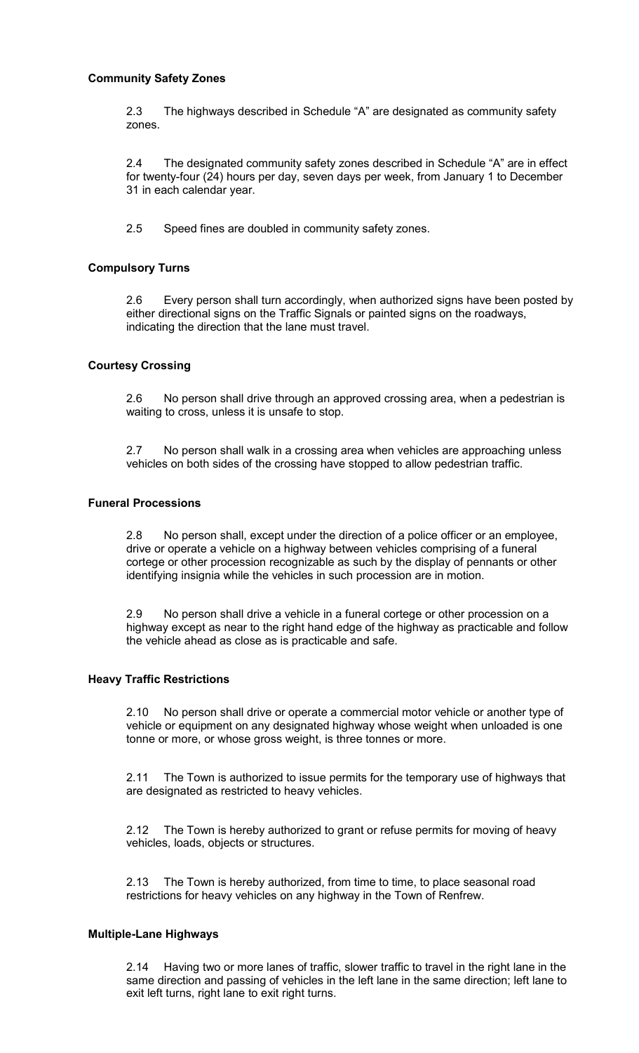**Community Safety Zones**

2.3 The highways described in Schedule "A" are designated as community safety zones.

2.4 The designated community safety zones described in Schedule "A" are in effect for twenty-four (24) hours per day, seven days per week, from January 1 to December 31 in each calendar year.

2.5 Speed fines are doubled in community safety zones.

**Compulsory Turns**

2.6 Every person shall turn accordingly, when authorized signs have been posted by either directional signs on the Traffic Signals or painted signs on the roadways, indicating the direction that the lane must travel.

**Courtesy Crossing**

2.6 No person shall drive through an approved crossing area, when a pedestrian is waiting to cross, unless it is unsafe to stop.

2.7 No person shall walk in a crossing area when vehicles are approaching unless vehicles on both sides of the crossing have stopped to allow pedestrian traffic.

**Funeral Processions**

2.8 No person shall, except under the direction of a police officer or an employee, drive or operate a vehicle on a highway between vehicles comprising of a funeral cortege or other procession recognizable as such by the display of pennants or other identifying insignia while the vehicles in such procession are in motion.

2.9 No person shall drive a vehicle in a funeral cortege or other procession on a highway except as near to the right hand edge of the highway as practicable and follow the vehicle ahead as close as is practicable and safe.

**Heavy Traffic Restrictions**

2.10 No person shall drive or operate a commercial motor vehicle or another type of vehicle or equipment on any designated highway whose weight when unloaded is one tonne or more, or whose gross weight, is three tonnes or more.

2.11 The Town is authorized to issue permits for the temporary use of highways that are designated as restricted to heavy vehicles.

2.12 The Town is hereby authorized to grant or refuse permits for moving of heavy vehicles, loads, objects or structures.

2.13 The Town is hereby authorized, from time to time, to place seasonal road restrictions for heavy vehicles on any highway in the Town of Renfrew.

**Multiple-Lane Highways**

2.14 Having two or more lanes of traffic, slower traffic to travel in the right lane in the same direction and passing of vehicles in the left lane in the same direction; left lane to exit left turns, right lane to exit right turns.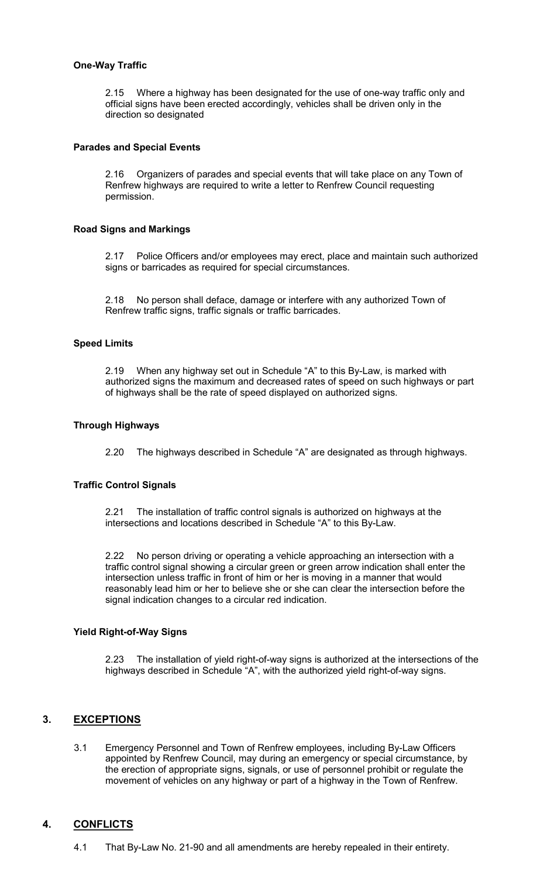**One-Way Traffic**

2.15 Where a highway has been designated for the use of one-way traffic only and official signs have been erected accordingly, vehicles shall be driven only in the direction so designated

**Parades and Special Events**

2.16 Organizers of parades and special events that will take place on any Town of Renfrew highways are required to write a letter to Renfrew Council requesting permission.

**Road Signs and Markings**

2.17 Police Officers and/or employees may erect, place and maintain such authorized signs or barricades as required for special circumstances.

2.18 No person shall deface, damage or interfere with any authorized Town of Renfrew traffic signs, traffic signals or traffic barricades.

**Speed Limits**

2.19 When any highway set out in Schedule "A" to this By-Law, is marked with authorized signs the maximum and decreased rates of speed on such highways or part of highways shall be the rate of speed displayed on authorized signs.

**Through Highways**

2.20 The highways described in Schedule "A" are designated as through highways.

**Traffic Control Signals**

2.21 The installation of traffic control signals is authorized on highways at the intersections and locations described in Schedule "A" to this By-Law.

2.22 No person driving or operating a vehicle approaching an intersection with a traffic control signal showing a circular green or green arrow indication shall enter the intersection unless traffic in front of him or her is moving in a manner that would reasonably lead him or her to believe she or she can clear the intersection before the signal indication changes to a circular red indication.

**Yield Right-of-Way Signs**

2.23 The installation of yield right-of-way signs is authorized at the intersections of the highways described in Schedule "A", with the authorized yield right-of-way signs.

## 3. EXCEPTIONS

3.1 Emergency Personnel and Town of Renfrew employees, including By-Law Officers appointed by Renfrew Council, may during an emergency or special circumstance, by the erection of appropriate signs, signals, or use of personnel prohibit or regulate the movement of vehicles on any highway or part of a highway in the Town of Renfrew.

## 4. CONFLICTS

4.1 That By-Law No. 21-90 and all amendments are hereby repealed in their entirety.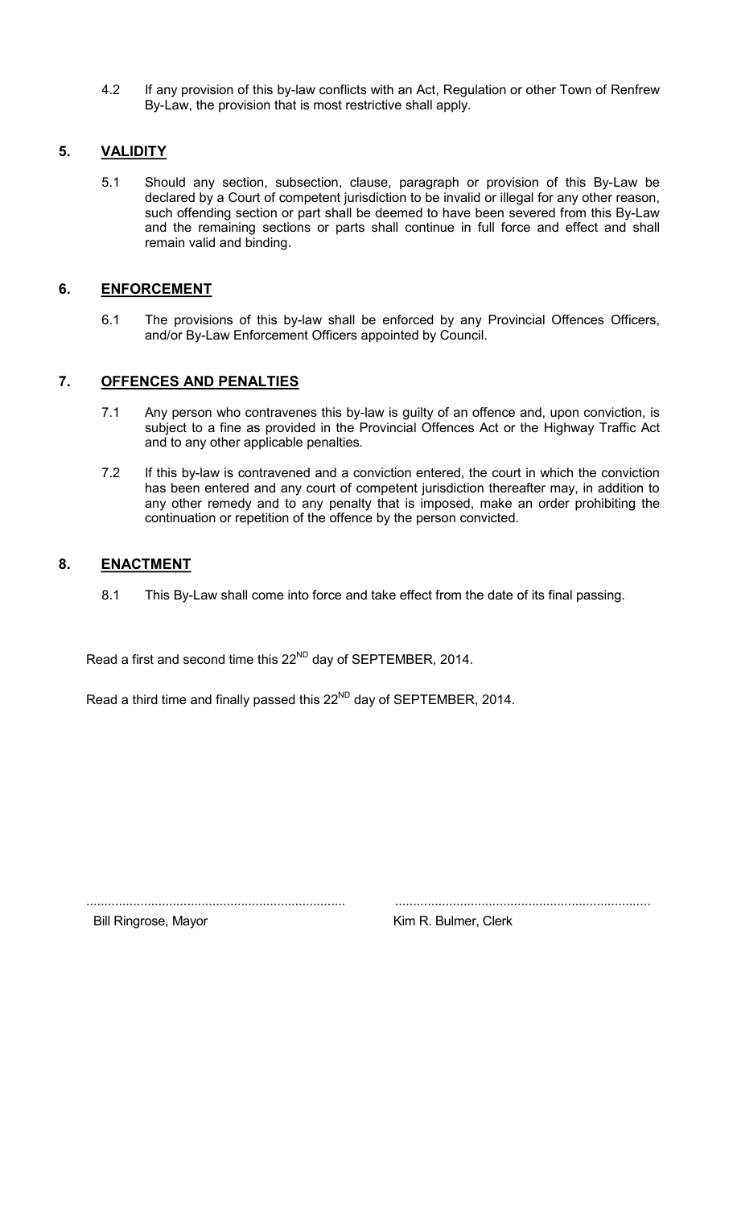4.2 If any provision of this by-law conflicts with an Act, Regulation or other Town of Renfrew By-Law, the provision that is most restrictive shall apply.

## 5. VALIDITY

5.1 Should any section, subsection, clause, paragraph or provision of this By-Law be declared by a Court of competent jurisdiction to be invalid or illegal for any other reason, such offending section or part shall be deemed to have been severed from this By-Law and the remaining sections or parts shall continue in full force and effect and shall remain valid and binding.

## 6. ENFORCEMENT

6.1 The provisions of this by-law shall be enforced by any Provincial Offences Officers, and/or By-Law Enforcement Officers appointed by Council.

## 7. OFFENCES AND PENALTIES

7.1 Any person who contravenes this by-law is guilty of an offence and, upon conviction, is subject to a fine as provided in the Provincial Offences Act or the Highway Traffic Act and to any other applicable penalties.

7.2 If this by-law is contravened and a conviction entered, the court in which the conviction has been entered and any court of competent jurisdiction thereafter may, in addition to any other remedy and to any penalty that is imposed, make an order prohibiting the continuation or repetition of the offence by the person convicted.

## 8. ENACTMENT

8.1 This By-Law shall come into force and take effect from the date of its final passing.

Read a first and second time this 22ND day of SEPTEMBER, 2014.

Read a third time and finally passed this 22ND day of SEPTEMBER, 2014.

| ....................................................................... | ....................................................................... |
|---|---|
| Bill Ringrose, Mayor | Kim R. Bulmer, Clerk |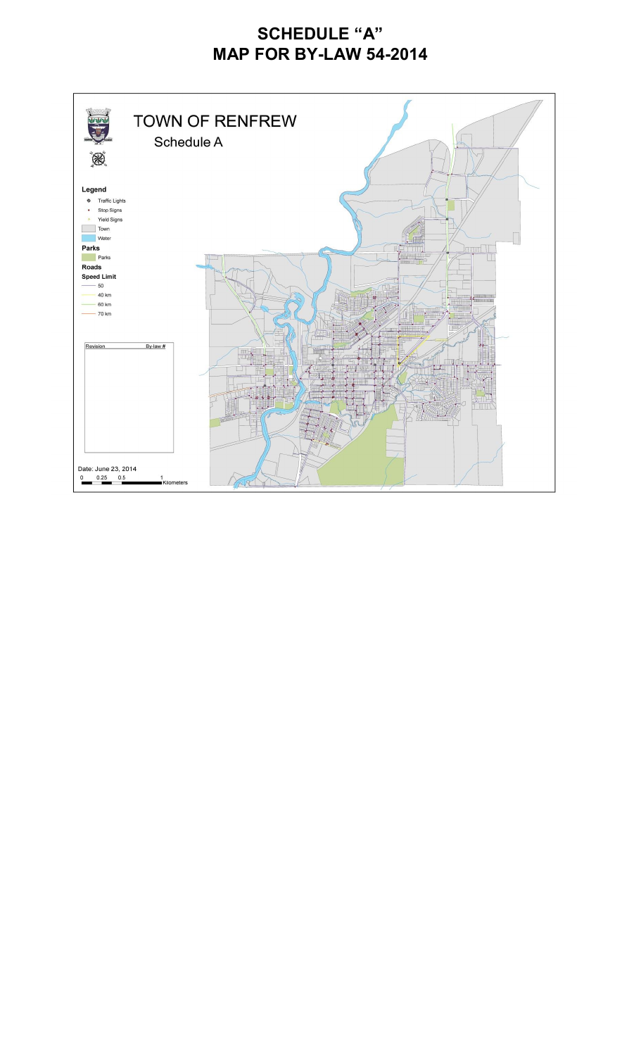# SCHEDULE "A"
# MAP FOR BY-LAW 54-2014

TOWN OF RENFREW

Schedule A

Legend

Traffic Lights

Stop Signs

Yield Signs

Town

Water

Parks

Parks

Roads

Speed Limit

50

40 km

60 km

70 km

Revision

By-law #

Date: June 23, 2014

0 0.25 0.5 1

Kilometers